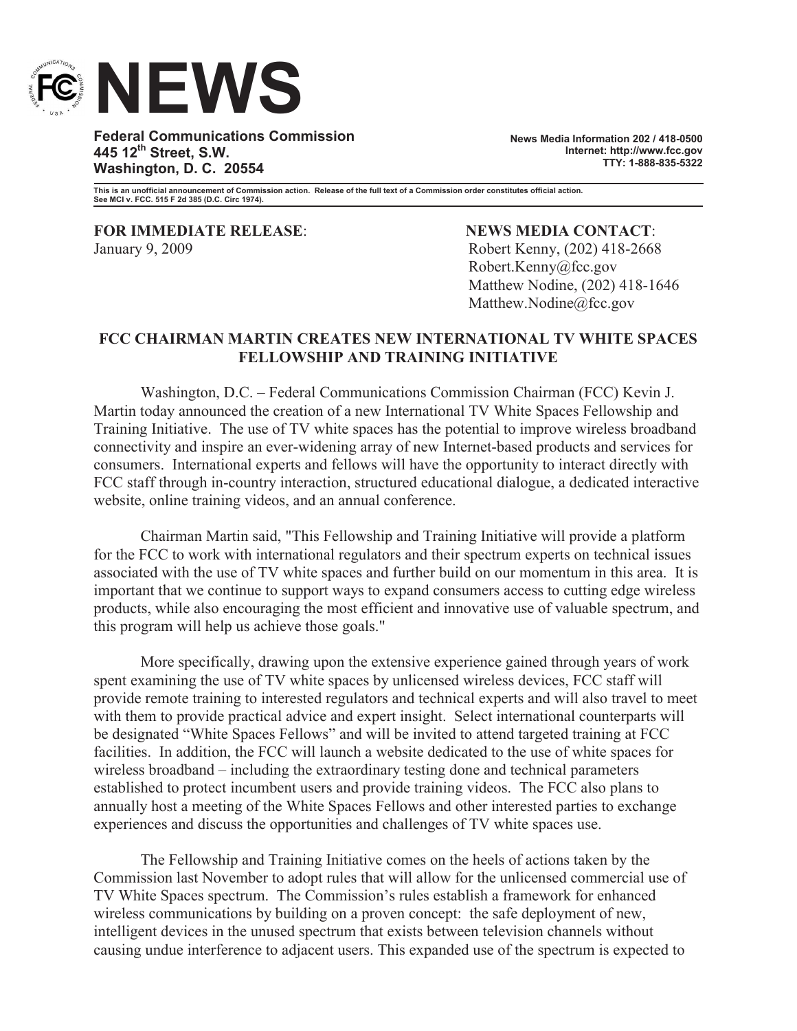# NEWS

**Federal Communications Commission**
**445 12th Street, S.W.**
**Washington, D. C. 20554**

**News Media Information 202 / 418-0500**
**Internet: http://www.fcc.gov**
**TTY: 1-888-835-5322**

**This is an unofficial announcement of Commission action. Release of the full text of a Commission order constitutes official action. See MCI v. FCC. 515 F 2d 385 (D.C. Circ 1974).**

**FOR IMMEDIATE RELEASE**:
January 9, 2009

**NEWS MEDIA CONTACT**:
Robert Kenny, (202) 418-2668
Robert.Kenny@fcc.gov
Matthew Nodine, (202) 418-1646
Matthew.Nodine@fcc.gov

## FCC CHAIRMAN MARTIN CREATES NEW INTERNATIONAL TV WHITE SPACES FELLOWSHIP AND TRAINING INITIATIVE

Washington, D.C. – Federal Communications Commission Chairman (FCC) Kevin J. Martin today announced the creation of a new International TV White Spaces Fellowship and Training Initiative. The use of TV white spaces has the potential to improve wireless broadband connectivity and inspire an ever-widening array of new Internet-based products and services for consumers. International experts and fellows will have the opportunity to interact directly with FCC staff through in-country interaction, structured educational dialogue, a dedicated interactive website, online training videos, and an annual conference.

Chairman Martin said, "This Fellowship and Training Initiative will provide a platform for the FCC to work with international regulators and their spectrum experts on technical issues associated with the use of TV white spaces and further build on our momentum in this area. It is important that we continue to support ways to expand consumers access to cutting edge wireless products, while also encouraging the most efficient and innovative use of valuable spectrum, and this program will help us achieve those goals."

More specifically, drawing upon the extensive experience gained through years of work spent examining the use of TV white spaces by unlicensed wireless devices, FCC staff will provide remote training to interested regulators and technical experts and will also travel to meet with them to provide practical advice and expert insight. Select international counterparts will be designated "White Spaces Fellows" and will be invited to attend targeted training at FCC facilities. In addition, the FCC will launch a website dedicated to the use of white spaces for wireless broadband – including the extraordinary testing done and technical parameters established to protect incumbent users and provide training videos. The FCC also plans to annually host a meeting of the White Spaces Fellows and other interested parties to exchange experiences and discuss the opportunities and challenges of TV white spaces use.

The Fellowship and Training Initiative comes on the heels of actions taken by the Commission last November to adopt rules that will allow for the unlicensed commercial use of TV White Spaces spectrum. The Commission's rules establish a framework for enhanced wireless communications by building on a proven concept: the safe deployment of new, intelligent devices in the unused spectrum that exists between television channels without causing undue interference to adjacent users. This expanded use of the spectrum is expected to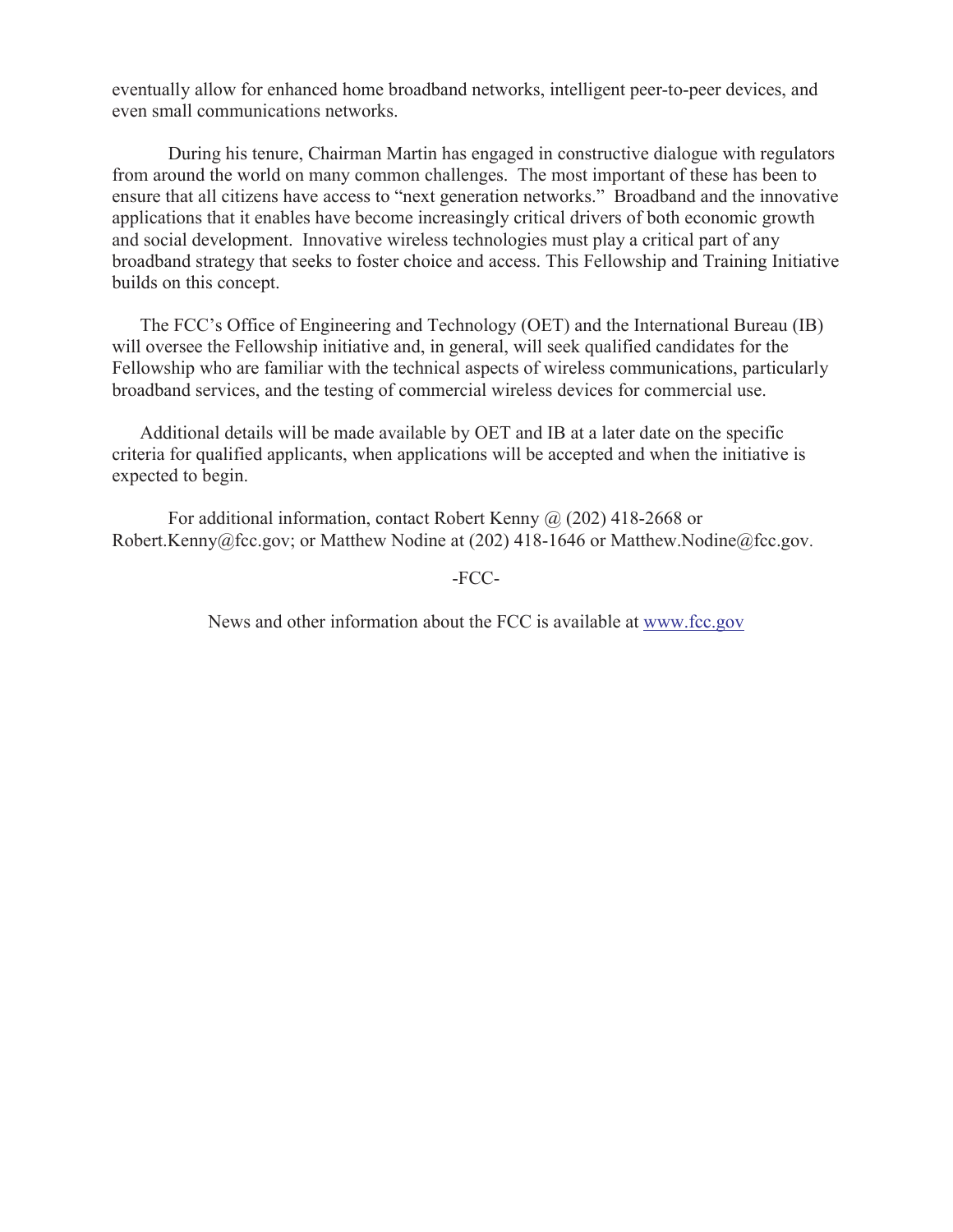eventually allow for enhanced home broadband networks, intelligent peer-to-peer devices, and even small communications networks.

During his tenure, Chairman Martin has engaged in constructive dialogue with regulators from around the world on many common challenges. The most important of these has been to ensure that all citizens have access to "next generation networks." Broadband and the innovative applications that it enables have become increasingly critical drivers of both economic growth and social development. Innovative wireless technologies must play a critical part of any broadband strategy that seeks to foster choice and access. This Fellowship and Training Initiative builds on this concept.

The FCC's Office of Engineering and Technology (OET) and the International Bureau (IB) will oversee the Fellowship initiative and, in general, will seek qualified candidates for the Fellowship who are familiar with the technical aspects of wireless communications, particularly broadband services, and the testing of commercial wireless devices for commercial use.

Additional details will be made available by OET and IB at a later date on the specific criteria for qualified applicants, when applications will be accepted and when the initiative is expected to begin.

For additional information, contact Robert Kenny @ (202) 418-2668 or Robert.Kenny@fcc.gov; or Matthew Nodine at (202) 418-1646 or Matthew.Nodine@fcc.gov.

-FCC-

News and other information about the FCC is available at www.fcc.gov